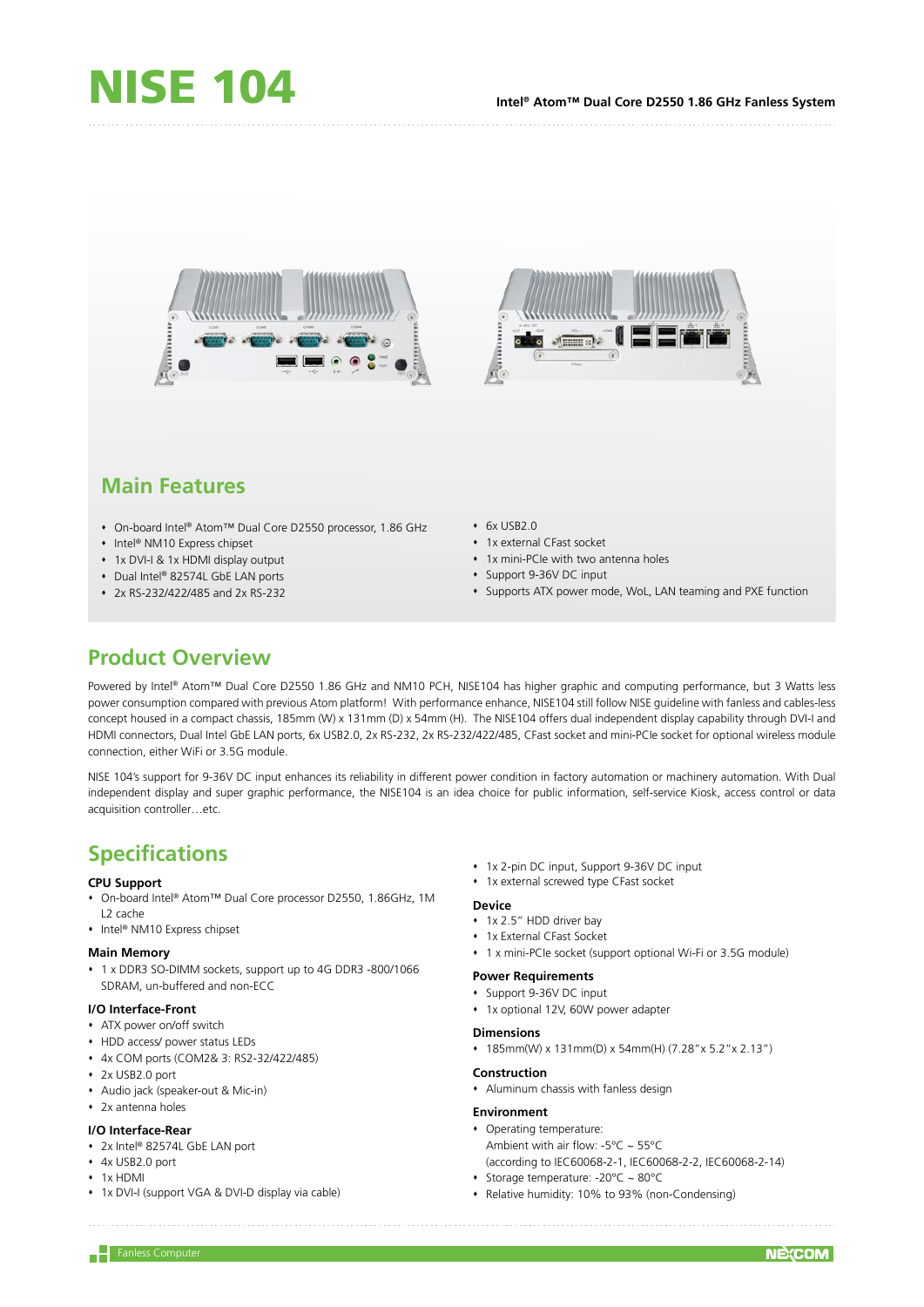# NISE 104

**Intel® Atom™ Dual Core D2550 1.86 GHz Fanless System**

## Main Features

- On-board Intel® Atom™ Dual Core D2550 processor, 1.86 GHz
- Intel® NM10 Express chipset
- 1x DVI-I & 1x HDMI display output
- Dual Intel® 82574L GbE LAN ports
- 2x RS-232/422/485 and 2x RS-232
- 6x USB2.0
- 1x external CFast socket
- 1x mini-PCIe with two antenna holes
- Support 9-36V DC input
- Supports ATX power mode, WoL, LAN teaming and PXE function

## Product Overview

Powered by Intel® Atom™ Dual Core D2550 1.86 GHz and NM10 PCH, NISE104 has higher graphic and computing performance, but 3 Watts less power consumption compared with previous Atom platform! With performance enhance, NISE104 still follow NISE guideline with fanless and cables-less concept housed in a compact chassis, 185mm (W) x 131mm (D) x 54mm (H). The NISE104 offers dual independent display capability through DVI-I and HDMI connectors, Dual Intel GbE LAN ports, 6x USB2.0, 2x RS-232, 2x RS-232/422/485, CFast socket and mini-PCIe socket for optional wireless module connection, either WiFi or 3.5G module.

NISE 104's support for 9-36V DC input enhances its reliability in different power condition in factory automation or machinery automation. With Dual independent display and super graphic performance, the NISE104 is an idea choice for public information, self-service Kiosk, access control or data acquisition controller…etc.

## Specifications

### CPU Support

- On-board Intel® Atom™ Dual Core processor D2550, 1.86GHz, 1M L2 cache
- Intel® NM10 Express chipset

### Main Memory

- 1 x DDR3 SO-DIMM sockets, support up to 4G DDR3 -800/1066 SDRAM, un-buffered and non-ECC

### I/O Interface-Front

- ATX power on/off switch
- HDD access/ power status LEDs
- 4x COM ports (COM2& 3: RS2-32/422/485)
- 2x USB2.0 port
- Audio jack (speaker-out & Mic-in)
- 2x antenna holes

### I/O Interface-Rear

- 2x Intel® 82574L GbE LAN port
- 4x USB2.0 port
- 1x HDMI
- 1x DVI-I (support VGA & DVI-D display via cable)
- 1x 2-pin DC input, Support 9-36V DC input
- 1x external screwed type CFast socket

### Device

- 1x 2.5" HDD driver bay
- 1x External CFast Socket
- 1 x mini-PCIe socket (support optional Wi-Fi or 3.5G module)

### Power Requirements

- Support 9-36V DC input
- 1x optional 12V, 60W power adapter

### Dimensions

- 185mm(W) x 131mm(D) x 54mm(H) (7.28"x 5.2"x 2.13")

### Construction

- Aluminum chassis with fanless design

### Environment

- Operating temperature:
  Ambient with air flow: -5°C ~ 55°C
  (according to IEC60068-2-1, IEC60068-2-2, IEC60068-2-14)
- Storage temperature: -20°C ~ 80°C
- Relative humidity: 10% to 93% (non-Condensing)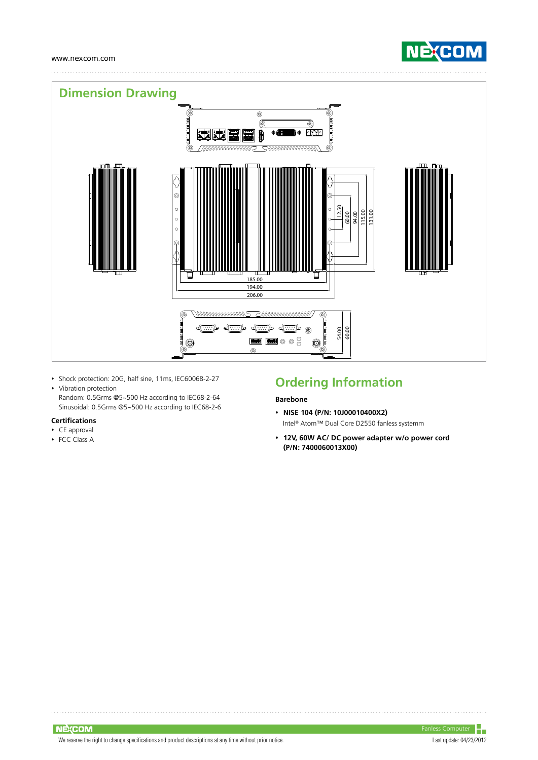## Dimension Drawing

185.00
194.00
206.00
12.50
60.00
94.00
115.00
131.00
54.00
60.00

- Shock protection: 20G, half sine, 11ms, IEC60068-2-27
- Vibration protection
  Random: 0.5Grms @5~500 Hz according to IEC68-2-64
  Sinusoidal: 0.5Grms @5~500 Hz according to IEC68-2-6

**Certifications**

- CE approval
- FCC Class A

## Ordering Information

**Barebone**

- **NISE 104 (P/N: 10J000010400X2)**
  Intel® Atom™ Dual Core D2550 fanless systemm
- **12V, 60W AC/ DC power adapter w/o power cord (P/N: 7400060013X00)**